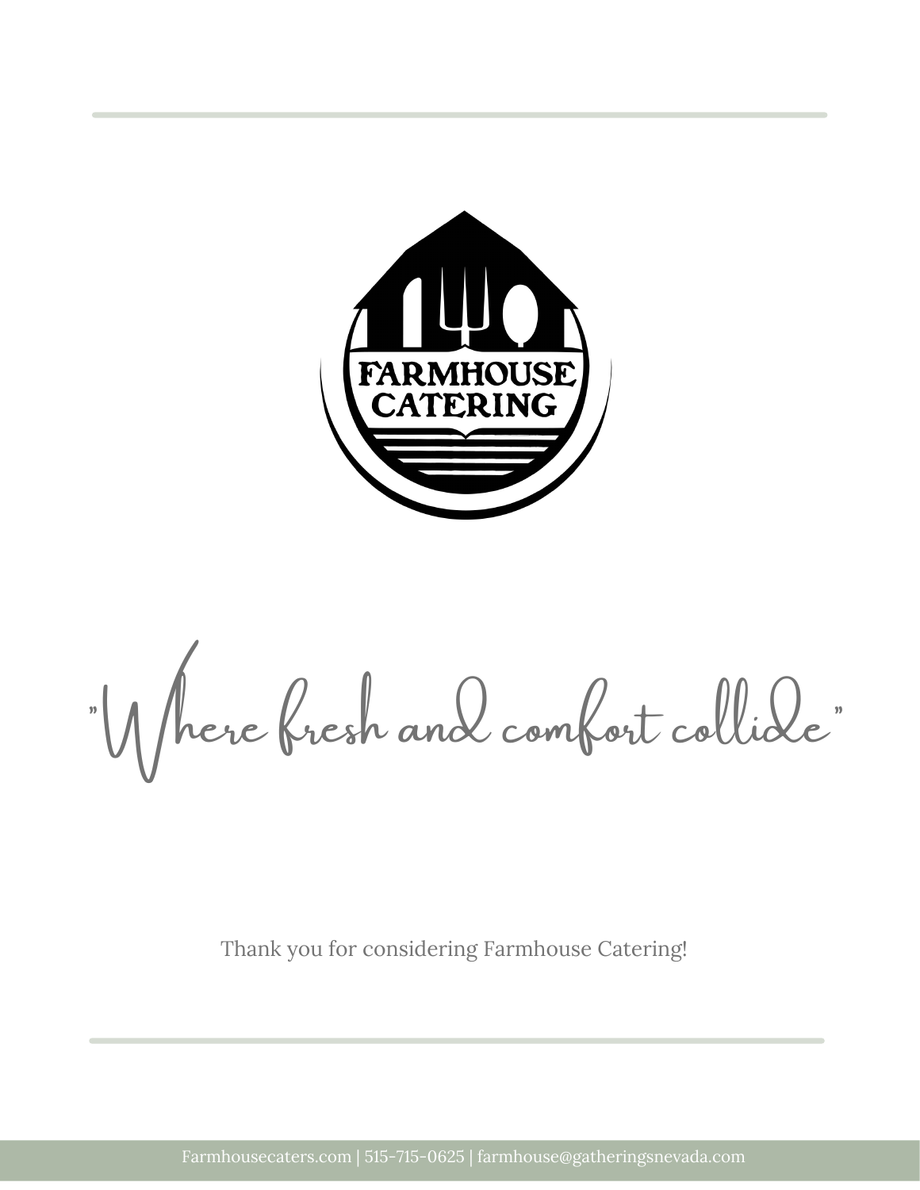# FARMHOUSE CATERING

"Where fresh and comfort collide"

Thank you for considering Farmhouse Catering!

Farmhousecaters.com | 515-715-0625 | farmhouse@gatheringsnevada.com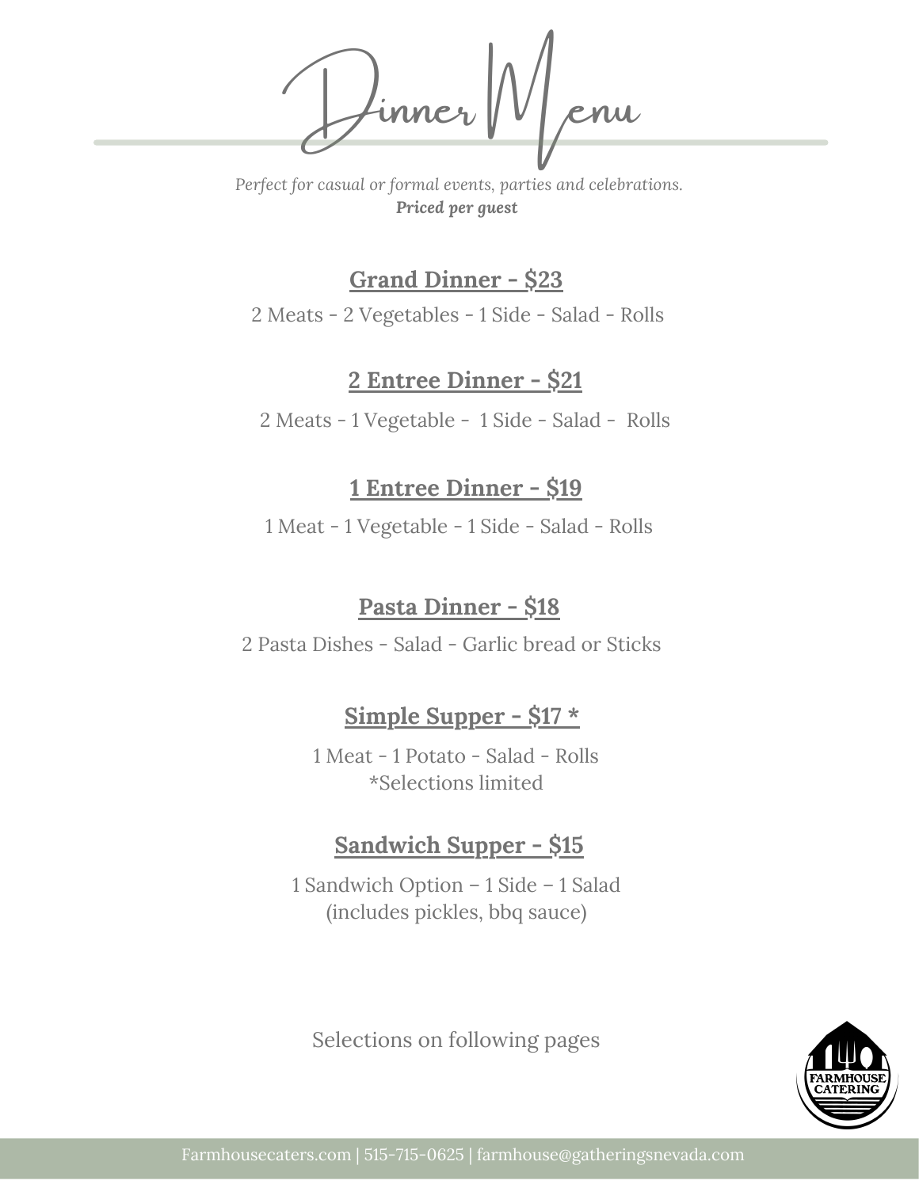# Dinner Menu

*Perfect for casual or formal events, parties and celebrations.*
***Priced per guest***

## Grand Dinner - $23

2 Meats - 2 Vegetables - 1 Side - Salad - Rolls

## 2 Entree Dinner - $21

2 Meats - 1 Vegetable - 1 Side - Salad - Rolls

## 1 Entree Dinner - $19

1 Meat - 1 Vegetable - 1 Side - Salad - Rolls

## Pasta Dinner - $18

2 Pasta Dishes - Salad - Garlic bread or Sticks

## Simple Supper - $17 *

1 Meat - 1 Potato - Salad - Rolls
*Selections limited

## Sandwich Supper - $15

1 Sandwich Option – 1 Side – 1 Salad
(includes pickles, bbq sauce)

Selections on following pages

FARMHOUSE CATERING

Farmhousecaters.com | 515-715-0625 | farmhouse@gatheringsnevada.com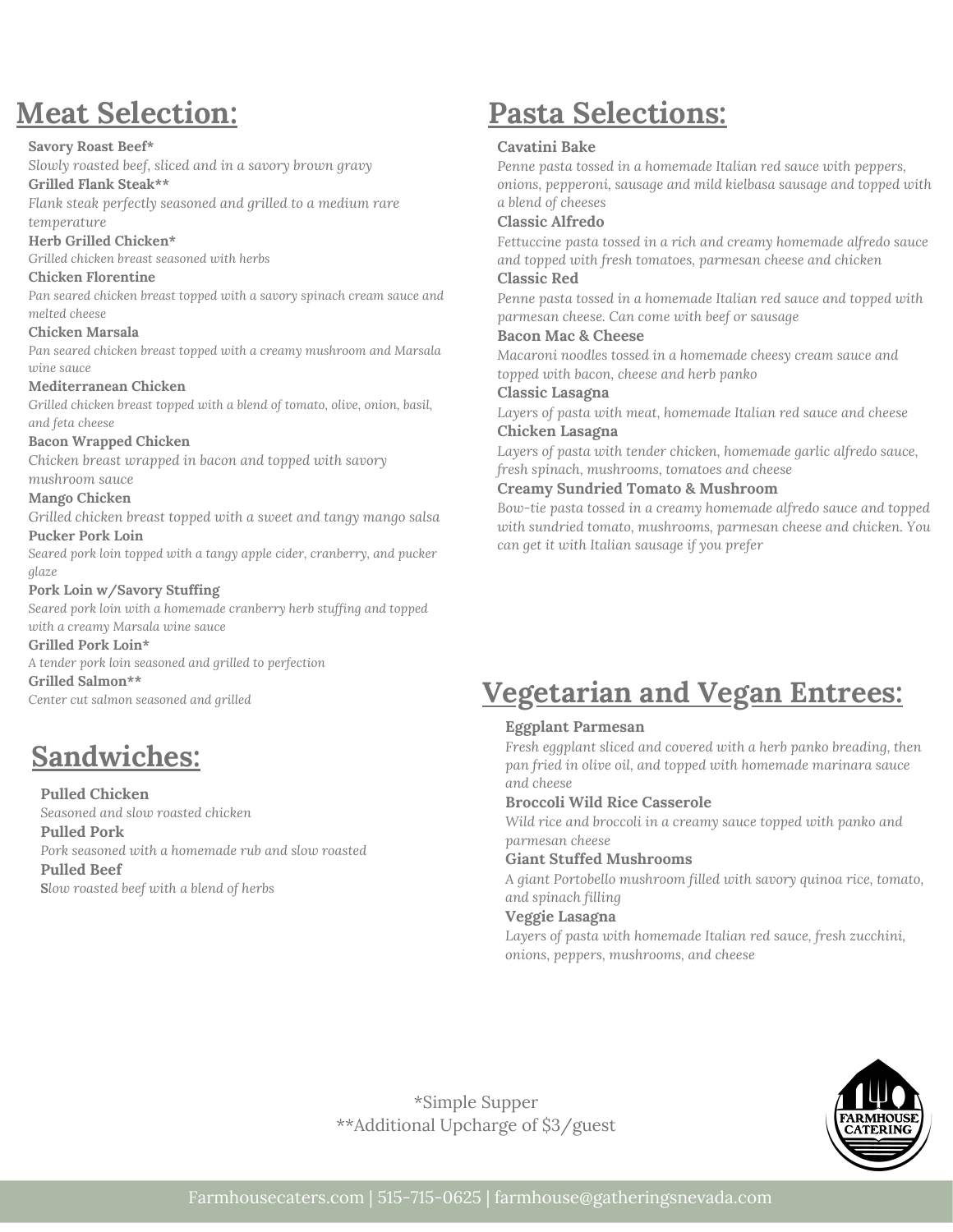## Meat Selection:

**Savory Roast Beef***
*Slowly roasted beef, sliced and in a savory brown gravy*

**Grilled Flank Steak****
*Flank steak perfectly seasoned and grilled to a medium rare temperature*

**Herb Grilled Chicken***
*Grilled chicken breast seasoned with herbs*

**Chicken Florentine**
*Pan seared chicken breast topped with a savory spinach cream sauce and melted cheese*

**Chicken Marsala**
*Pan seared chicken breast topped with a creamy mushroom and Marsala wine sauce*

**Mediterranean Chicken**
*Grilled chicken breast topped with a blend of tomato, olive, onion, basil, and feta cheese*

**Bacon Wrapped Chicken**
*Chicken breast wrapped in bacon and topped with savory mushroom sauce*

**Mango Chicken**
*Grilled chicken breast topped with a sweet and tangy mango salsa*

**Pucker Pork Loin**
*Seared pork loin topped with a tangy apple cider, cranberry, and pucker glaze*

**Pork Loin w/Savory Stuffing**
*Seared pork loin with a homemade cranberry herb stuffing and topped with a creamy Marsala wine sauce*

**Grilled Pork Loin***
*A tender pork loin seasoned and grilled to perfection*

**Grilled Salmon****
*Center cut salmon seasoned and grilled*

## Sandwiches:

**Pulled Chicken**
*Seasoned and slow roasted chicken*

**Pulled Pork**
*Pork seasoned with a homemade rub and slow roasted*

**Pulled Beef**
**S***low roasted beef with a blend of herbs*

## Pasta Selections:

**Cavatini Bake**
*Penne pasta tossed in a homemade Italian red sauce with peppers, onions, pepperoni, sausage and mild kielbasa sausage and topped with a blend of cheeses*

**Classic Alfredo**
*Fettuccine pasta tossed in a rich and creamy homemade alfredo sauce and topped with fresh tomatoes, parmesan cheese and chicken*

**Classic Red**
*Penne pasta tossed in a homemade Italian red sauce and topped with parmesan cheese. Can come with beef or sausage*

**Bacon Mac & Cheese**
*Macaroni noodles tossed in a homemade cheesy cream sauce and topped with bacon, cheese and herb panko*

**Classic Lasagna**
*Layers of pasta with meat, homemade Italian red sauce and cheese*

**Chicken Lasagna**
*Layers of pasta with tender chicken, homemade garlic alfredo sauce, fresh spinach, mushrooms, tomatoes and cheese*

**Creamy Sundried Tomato & Mushroom**
*Bow-tie pasta tossed in a creamy homemade alfredo sauce and topped with sundried tomato, mushrooms, parmesan cheese and chicken. You can get it with Italian sausage if you prefer*

## Vegetarian and Vegan Entrees:

**Eggplant Parmesan**
*Fresh eggplant sliced and covered with a herb panko breading, then pan fried in olive oil, and topped with homemade marinara sauce and cheese*

**Broccoli Wild Rice Casserole**
*Wild rice and broccoli in a creamy sauce topped with panko and parmesan cheese*

**Giant Stuffed Mushrooms**
*A giant Portobello mushroom filled with savory quinoa rice, tomato, and spinach filling*

**Veggie Lasagna**
*Layers of pasta with homemade Italian red sauce, fresh zucchini, onions, peppers, mushrooms, and cheese*

*Simple Supper
**Additional Upcharge of $3/guest

Farmhousecaters.com | 515-715-0625 | farmhouse@gatheringsnevada.com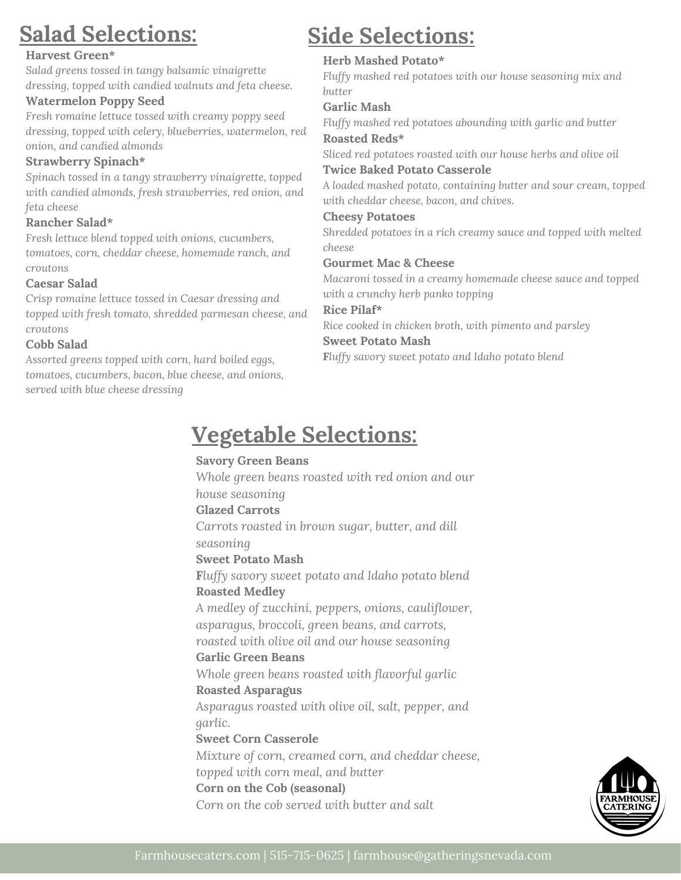## Salad Selections:

**Harvest Green***
*Salad greens tossed in tangy balsamic vinaigrette dressing, topped with candied walnuts and feta cheese.*

**Watermelon Poppy Seed**
*Fresh romaine lettuce tossed with creamy poppy seed dressing, topped with celery, blueberries, watermelon, red onion, and candied almonds*

**Strawberry Spinach***
*Spinach tossed in a tangy strawberry vinaigrette, topped with candied almonds, fresh strawberries, red onion, and feta cheese*

**Rancher Salad***
*Fresh lettuce blend topped with onions, cucumbers, tomatoes, corn, cheddar cheese, homemade ranch, and croutons*

**Caesar Salad**
*Crisp romaine lettuce tossed in Caesar dressing and topped with fresh tomato, shredded parmesan cheese, and croutons*

**Cobb Salad**
*Assorted greens topped with corn, hard boiled eggs, tomatoes, cucumbers, bacon, blue cheese, and onions, served with blue cheese dressing*

## Side Selections:

**Herb Mashed Potato***
*Fluffy mashed red potatoes with our house seasoning mix and butter*

**Garlic Mash**
*Fluffy mashed red potatoes abounding with garlic and butter*

**Roasted Reds***
*Sliced red potatoes roasted with our house herbs and olive oil*

**Twice Baked Potato Casserole**
*A loaded mashed potato, containing butter and sour cream, topped with cheddar cheese, bacon, and chives.*

**Cheesy Potatoes**
*Shredded potatoes in a rich creamy sauce and topped with melted cheese*

**Gourmet Mac & Cheese**
*Macaroni tossed in a creamy homemade cheese sauce and topped with a crunchy herb panko topping*

**Rice Pilaf***
*Rice cooked in chicken broth, with pimento and parsley*

**Sweet Potato Mash**
*Fluffy savory sweet potato and Idaho potato blend*

## Vegetable Selections:

**Savory Green Beans**
*Whole green beans roasted with red onion and our house seasoning*

**Glazed Carrots**
*Carrots roasted in brown sugar, butter, and dill seasoning*

**Sweet Potato Mash**
*Fluffy savory sweet potato and Idaho potato blend*

**Roasted Medley**
*A medley of zucchini, peppers, onions, cauliflower, asparagus, broccoli, green beans, and carrots, roasted with olive oil and our house seasoning*

**Garlic Green Beans**
*Whole green beans roasted with flavorful garlic*

**Roasted Asparagus**
*Asparagus roasted with olive oil, salt, pepper, and garlic.*

**Sweet Corn Casserole**
*Mixture of corn, creamed corn, and cheddar cheese, topped with corn meal, and butter*

**Corn on the Cob (seasonal)**
*Corn on the cob served with butter and salt*

FARMHOUSE CATERING

Farmhousecaters.com | 515-715-0625 | farmhouse@gatheringsnevada.com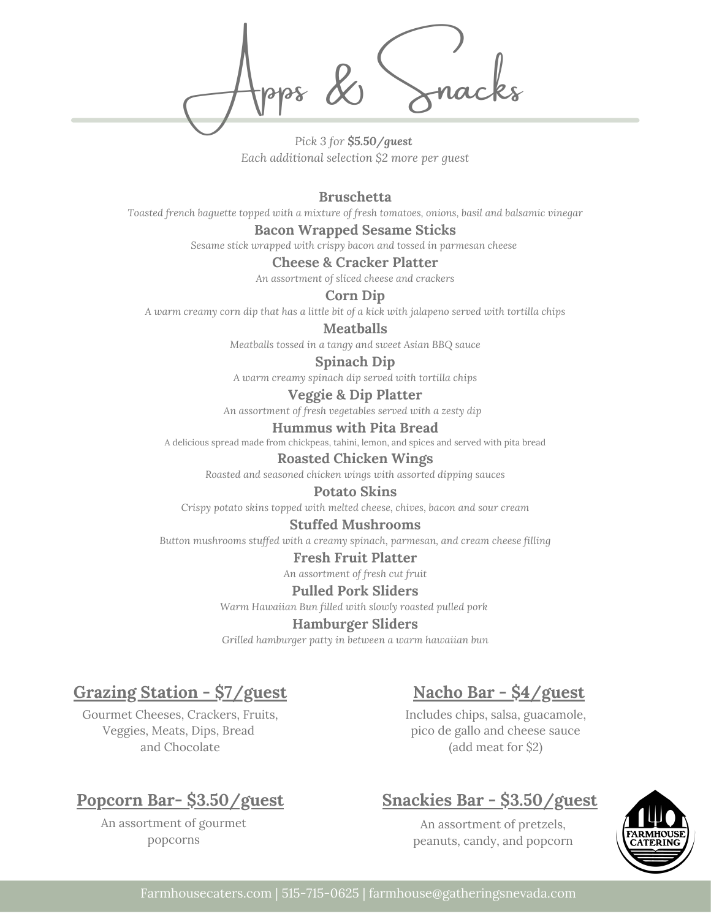# Apps & Snacks

*Pick 3 for* ***$5.50/guest***
*Each additional selection $2 more per guest*

**Bruschetta**
*Toasted french baguette topped with a mixture of fresh tomatoes, onions, basil and balsamic vinegar*

**Bacon Wrapped Sesame Sticks**
*Sesame stick wrapped with crispy bacon and tossed in parmesan cheese*

**Cheese & Cracker Platter**
*An assortment of sliced cheese and crackers*

**Corn Dip**
*A warm creamy corn dip that has a little bit of a kick with jalapeno served with tortilla chips*

**Meatballs**
*Meatballs tossed in a tangy and sweet Asian BBQ sauce*

**Spinach Dip**
*A warm creamy spinach dip served with tortilla chips*

**Veggie & Dip Platter**
*An assortment of fresh vegetables served with a zesty dip*

**Hummus with Pita Bread**
A delicious spread made from chickpeas, tahini, lemon, and spices and served with pita bread

**Roasted Chicken Wings**
*Roasted and seasoned chicken wings with assorted dipping sauces*

**Potato Skins**
*Crispy potato skins topped with melted cheese, chives, bacon and sour cream*

**Stuffed Mushrooms**
*Button mushrooms stuffed with a creamy spinach, parmesan, and cream cheese filling*

**Fresh Fruit Platter**
*An assortment of fresh cut fruit*

**Pulled Pork Sliders**
*Warm Hawaiian Bun filled with slowly roasted pulled pork*

**Hamburger Sliders**
*Grilled hamburger patty in between a warm hawaiian bun*

## Grazing Station - $7/guest

Gourmet Cheeses, Crackers, Fruits, Veggies, Meats, Dips, Bread and Chocolate

## Nacho Bar - $4/guest

Includes chips, salsa, guacamole, pico de gallo and cheese sauce (add meat for $2)

## Popcorn Bar- $3.50/guest

An assortment of gourmet popcorns

## Snackies Bar - $3.50/guest

An assortment of pretzels, peanuts, candy, and popcorn

FARMHOUSE CATERING

Farmhousecaters.com | 515-715-0625 | farmhouse@gatheringsnevada.com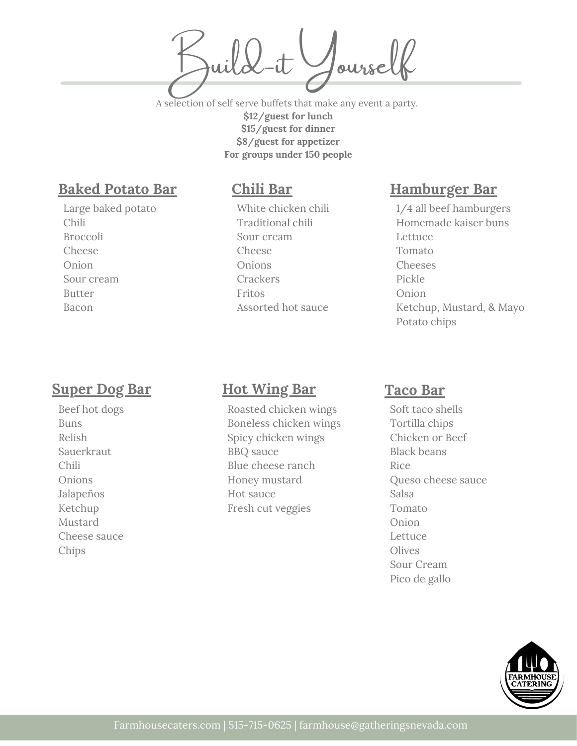# Build-it Yourself

A selection of self serve buffets that make any event a party.

**$12/guest for lunch**
**$15/guest for dinner**
**$8/guest for appetizer**
**For groups under 150 people**

## Baked Potato Bar

Large baked potato
Chili
Broccoli
Cheese
Onion
Sour cream
Butter
Bacon

## Chili Bar

White chicken chili
Traditional chili
Sour cream
Cheese
Onions
Crackers
Fritos
Assorted hot sauce

## Hamburger Bar

1/4 all beef hamburgers
Homemade kaiser buns
Lettuce
Tomato
Cheeses
Pickle
Onion
Ketchup, Mustard, & Mayo
Potato chips

## Super Dog Bar

Beef hot dogs
Buns
Relish
Sauerkraut
Chili
Onions
Jalapeños
Ketchup
Mustard
Cheese sauce
Chips

## Hot Wing Bar

Roasted chicken wings
Boneless chicken wings
Spicy chicken wings
BBQ sauce
Blue cheese ranch
Honey mustard
Hot sauce
Fresh cut veggies

## Taco Bar

Soft taco shells
Tortilla chips
Chicken or Beef
Black beans
Rice
Queso cheese sauce
Salsa
Tomato
Onion
Lettuce
Olives
Sour Cream
Pico de gallo

FARMHOUSE CATERING

Farmhousecaters.com | 515-715-0625 | farmhouse@gatheringsnevada.com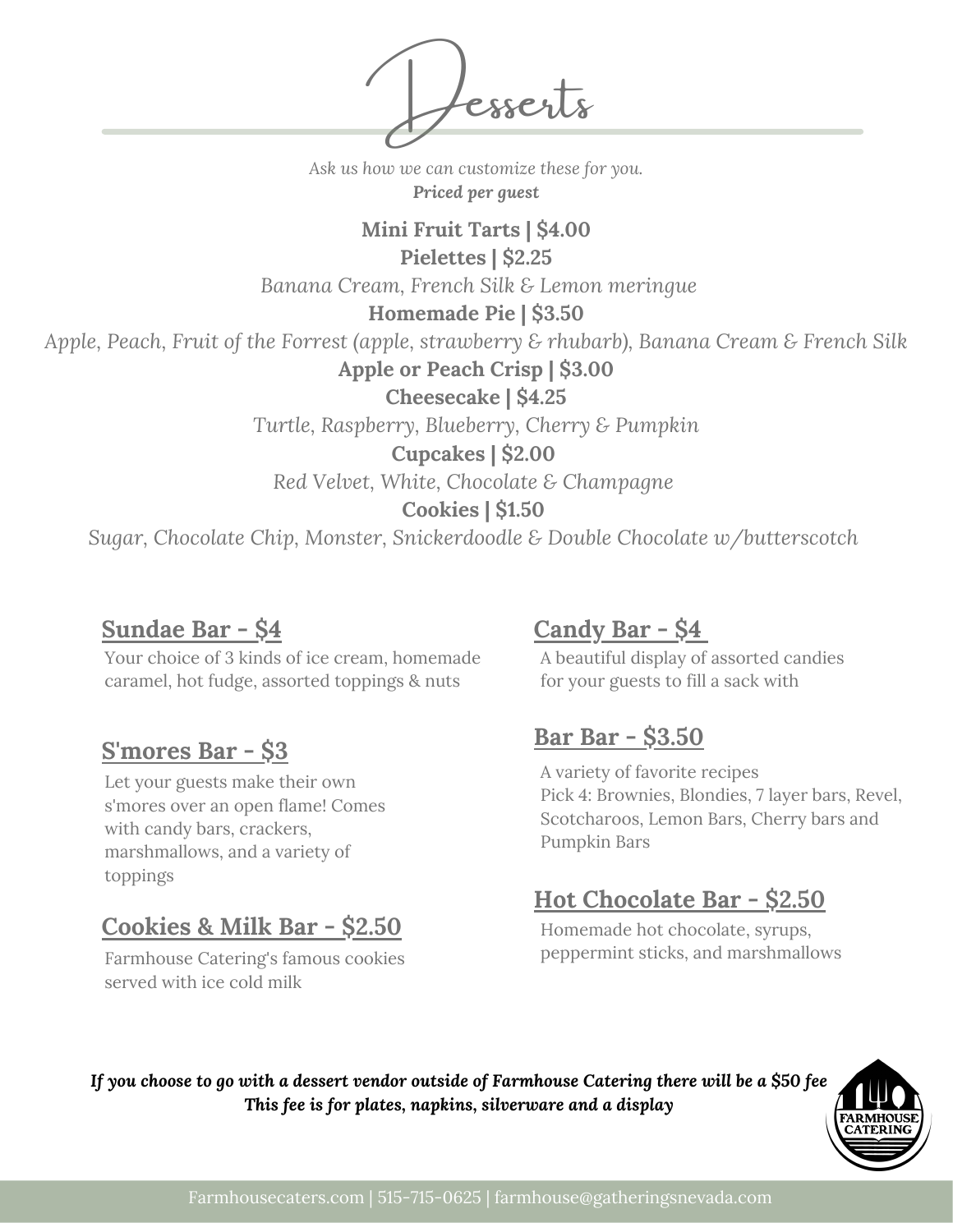# Desserts

*Ask us how we can customize these for you.*
***Priced per guest***

**Mini Fruit Tarts | $4.00**

**Pielettes | $2.25**

*Banana Cream, French Silk & Lemon meringue*

**Homemade Pie | $3.50**

*Apple, Peach, Fruit of the Forrest (apple, strawberry & rhubarb), Banana Cream & French Silk*

**Apple or Peach Crisp | $3.00**

**Cheesecake | $4.25**

*Turtle, Raspberry, Blueberry, Cherry & Pumpkin*

**Cupcakes | $2.00**

*Red Velvet, White, Chocolate & Champagne*

**Cookies | $1.50**

*Sugar, Chocolate Chip, Monster, Snickerdoodle & Double Chocolate w/butterscotch*

## Sundae Bar - $4

Your choice of 3 kinds of ice cream, homemade caramel, hot fudge, assorted toppings & nuts

## S'mores Bar - $3

Let your guests make their own s'mores over an open flame! Comes with candy bars, crackers, marshmallows, and a variety of toppings

## Cookies & Milk Bar - $2.50

Farmhouse Catering's famous cookies served with ice cold milk

## Candy Bar - $4

A beautiful display of assorted candies for your guests to fill a sack with

## Bar Bar - $3.50

A variety of favorite recipes
Pick 4: Brownies, Blondies, 7 layer bars, Revel, Scotcharoos, Lemon Bars, Cherry bars and Pumpkin Bars

## Hot Chocolate Bar - $2.50

Homemade hot chocolate, syrups, peppermint sticks, and marshmallows

***If you choose to go with a dessert vendor outside of Farmhouse Catering there will be a $50 fee***
***This fee is for plates, napkins, silverware and a display***

FARMHOUSE CATERING

Farmhousecaters.com | 515-715-0625 | farmhouse@gatheringsnevada.com